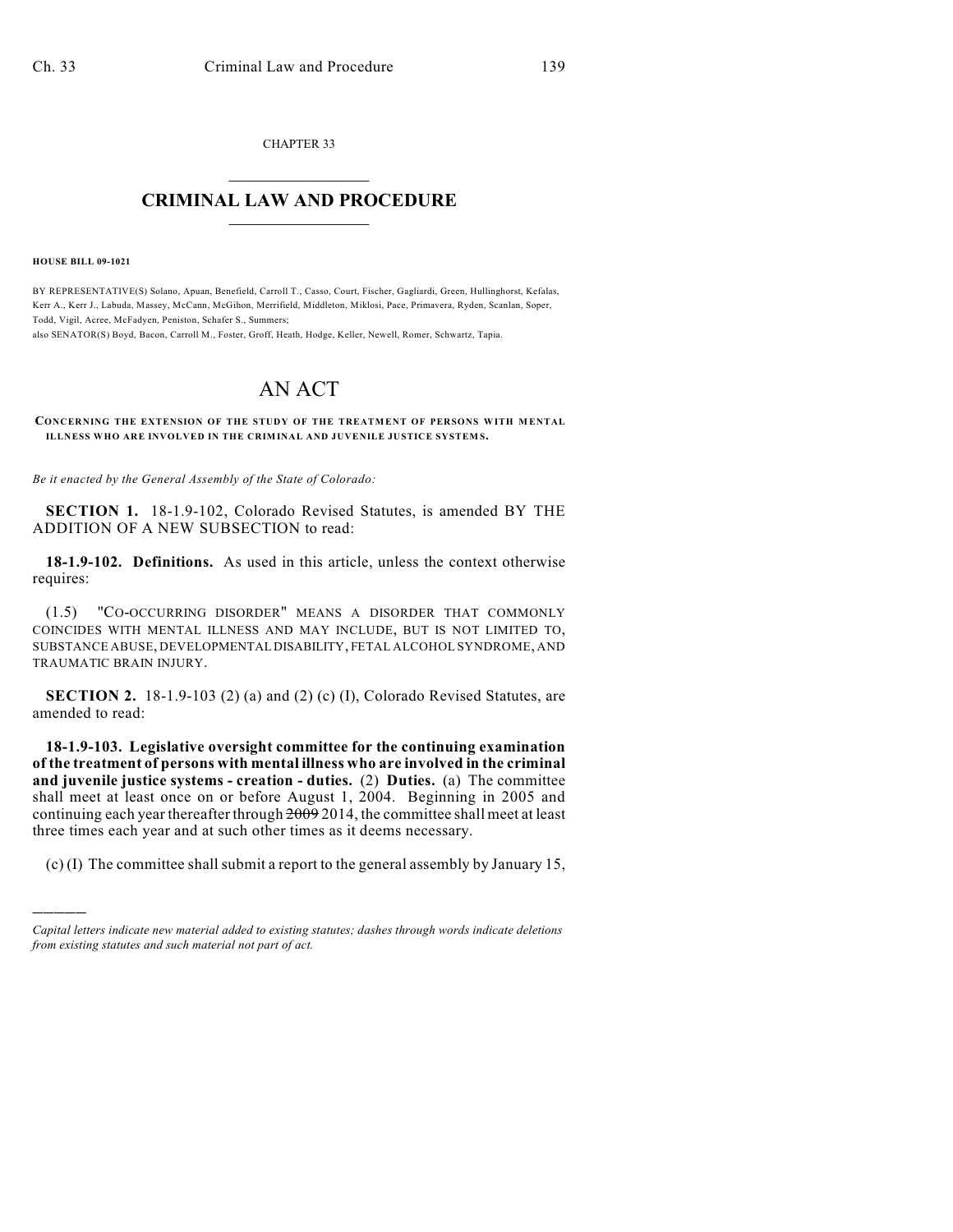CHAPTER 33

# CRIMINAL LAW AND PROCEDURE

**HOUSE BILL 09-1021**

BY REPRESENTATIVE(S) Solano, Apuan, Benefield, Carroll T., Casso, Court, Fischer, Gagliardi, Green, Hullinghorst, Kefalas, Kerr A., Kerr J., Labuda, Massey, McCann, McGihon, Merrifield, Middleton, Miklosi, Pace, Primavera, Ryden, Scanlan, Soper, Todd, Vigil, Acree, McFadyen, Peniston, Schafer S., Summers;
also SENATOR(S) Boyd, Bacon, Carroll M., Foster, Groff, Heath, Hodge, Keller, Newell, Romer, Schwartz, Tapia.

# AN ACT

**CONCERNING THE EXTENSION OF THE STUDY OF THE TREATMENT OF PERSONS WITH MENTAL ILLNESS WHO ARE INVOLVED IN THE CRIMINAL AND JUVENILE JUSTICE SYSTEMS.**

*Be it enacted by the General Assembly of the State of Colorado:*

**SECTION 1.** 18-1.9-102, Colorado Revised Statutes, is amended BY THE ADDITION OF A NEW SUBSECTION to read:

**18-1.9-102. Definitions.** As used in this article, unless the context otherwise requires:

(1.5) "CO-OCCURRING DISORDER" MEANS A DISORDER THAT COMMONLY COINCIDES WITH MENTAL ILLNESS AND MAY INCLUDE, BUT IS NOT LIMITED TO, SUBSTANCE ABUSE, DEVELOPMENTAL DISABILITY, FETAL ALCOHOL SYNDROME, AND TRAUMATIC BRAIN INJURY.

**SECTION 2.** 18-1.9-103 (2) (a) and (2) (c) (I), Colorado Revised Statutes, are amended to read:

**18-1.9-103. Legislative oversight committee for the continuing examination of the treatment of persons with mental illness who are involved in the criminal and juvenile justice systems - creation - duties.** (2) **Duties.** (a) The committee shall meet at least once on or before August 1, 2004. Beginning in 2005 and continuing each year thereafter through ~~2009~~ 2014, the committee shall meet at least three times each year and at such other times as it deems necessary.

(c) (I) The committee shall submit a report to the general assembly by January 15,

---

*Capital letters indicate new material added to existing statutes; dashes through words indicate deletions from existing statutes and such material not part of act.*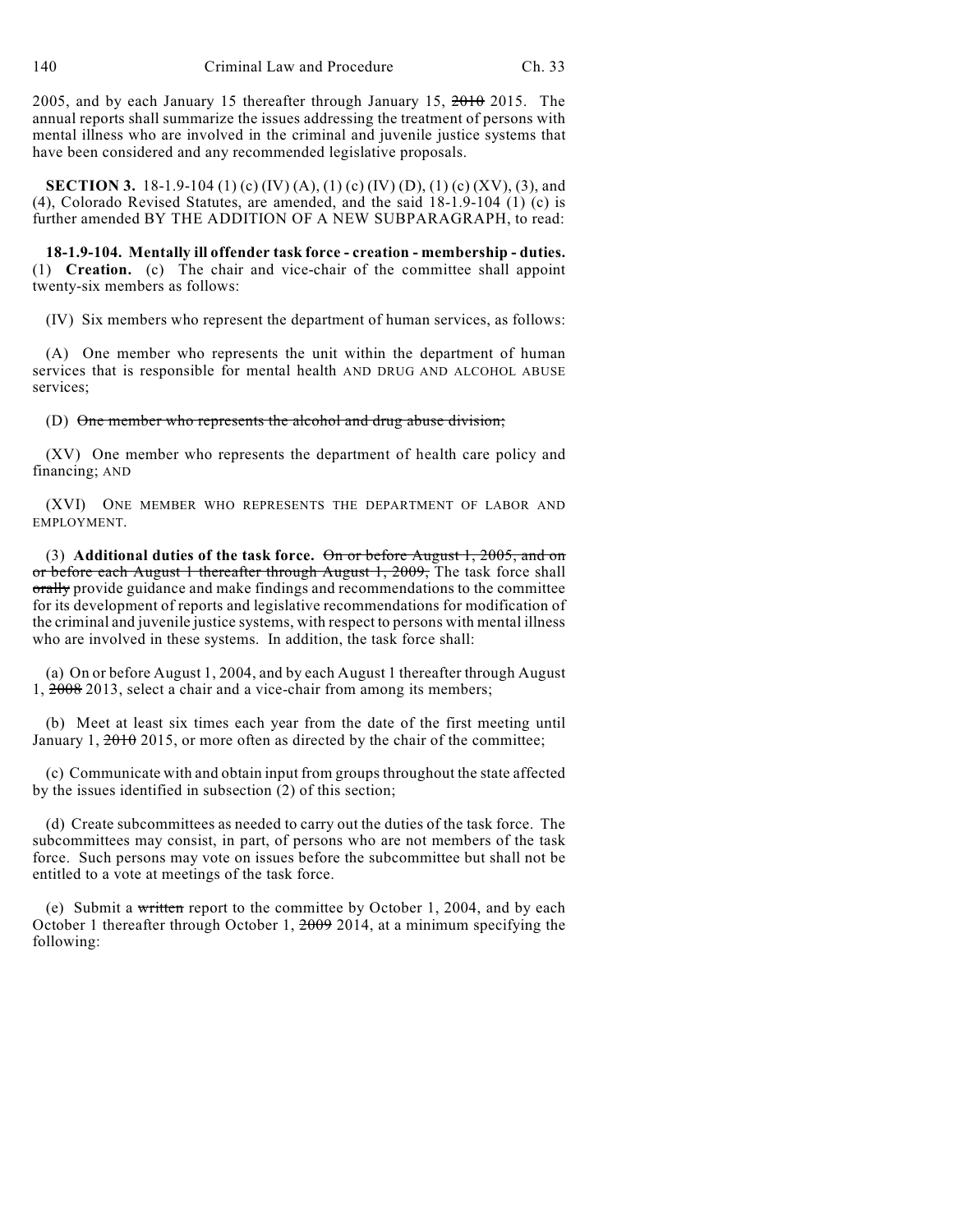2005, and by each January 15 thereafter through January 15, ~~2010~~ 2015. The annual reports shall summarize the issues addressing the treatment of persons with mental illness who are involved in the criminal and juvenile justice systems that have been considered and any recommended legislative proposals.

**SECTION 3.** 18-1.9-104 (1) (c) (IV) (A), (1) (c) (IV) (D), (1) (c) (XV), (3), and (4), Colorado Revised Statutes, are amended, and the said 18-1.9-104 (1) (c) is further amended BY THE ADDITION OF A NEW SUBPARAGRAPH, to read:

**18-1.9-104. Mentally ill offender task force - creation - membership - duties.** (1) **Creation.** (c) The chair and vice-chair of the committee shall appoint twenty-six members as follows:

(IV) Six members who represent the department of human services, as follows:

(A) One member who represents the unit within the department of human services that is responsible for mental health AND DRUG AND ALCOHOL ABUSE services;

(D) ~~One member who represents the alcohol and drug abuse division;~~

(XV) One member who represents the department of health care policy and financing; AND

(XVI) ONE MEMBER WHO REPRESENTS THE DEPARTMENT OF LABOR AND EMPLOYMENT.

(3) **Additional duties of the task force.** ~~On or before August 1, 2005, and on or before each August 1 thereafter through August 1, 2009,~~ The task force shall ~~orally~~ provide guidance and make findings and recommendations to the committee for its development of reports and legislative recommendations for modification of the criminal and juvenile justice systems, with respect to persons with mental illness who are involved in these systems. In addition, the task force shall:

(a) On or before August 1, 2004, and by each August 1 thereafter through August 1, ~~2008~~ 2013, select a chair and a vice-chair from among its members;

(b) Meet at least six times each year from the date of the first meeting until January 1, ~~2010~~ 2015, or more often as directed by the chair of the committee;

(c) Communicate with and obtain input from groups throughout the state affected by the issues identified in subsection (2) of this section;

(d) Create subcommittees as needed to carry out the duties of the task force. The subcommittees may consist, in part, of persons who are not members of the task force. Such persons may vote on issues before the subcommittee but shall not be entitled to a vote at meetings of the task force.

(e) Submit a ~~written~~ report to the committee by October 1, 2004, and by each October 1 thereafter through October 1, ~~2009~~ 2014, at a minimum specifying the following: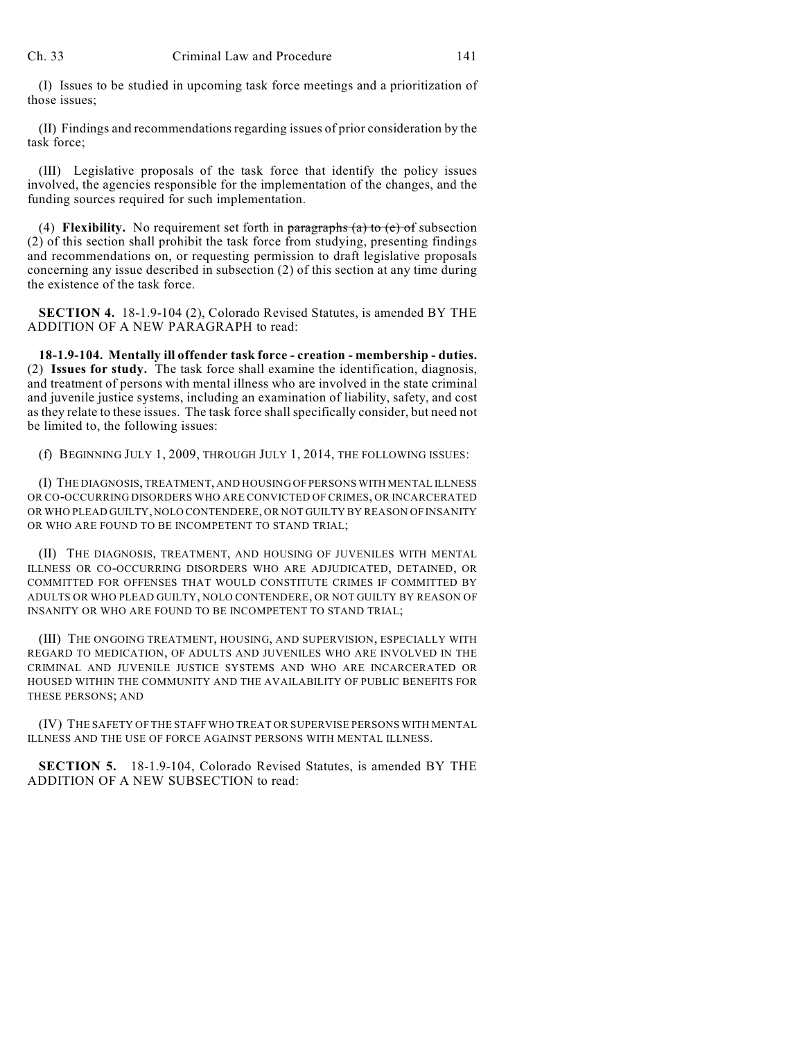(I) Issues to be studied in upcoming task force meetings and a prioritization of those issues;

(II) Findings and recommendations regarding issues of prior consideration by the task force;

(III) Legislative proposals of the task force that identify the policy issues involved, the agencies responsible for the implementation of the changes, and the funding sources required for such implementation.

(4) **Flexibility.** No requirement set forth in ~~paragraphs (a) to (e) of~~ subsection (2) of this section shall prohibit the task force from studying, presenting findings and recommendations on, or requesting permission to draft legislative proposals concerning any issue described in subsection (2) of this section at any time during the existence of the task force.

**SECTION 4.** 18-1.9-104 (2), Colorado Revised Statutes, is amended BY THE ADDITION OF A NEW PARAGRAPH to read:

**18-1.9-104. Mentally ill offender task force - creation - membership - duties.** (2) **Issues for study.** The task force shall examine the identification, diagnosis, and treatment of persons with mental illness who are involved in the state criminal and juvenile justice systems, including an examination of liability, safety, and cost as they relate to these issues. The task force shall specifically consider, but need not be limited to, the following issues:

(f) BEGINNING JULY 1, 2009, THROUGH JULY 1, 2014, THE FOLLOWING ISSUES:

(I) THE DIAGNOSIS, TREATMENT, AND HOUSING OF PERSONS WITH MENTAL ILLNESS OR CO-OCCURRING DISORDERS WHO ARE CONVICTED OF CRIMES, OR INCARCERATED OR WHO PLEAD GUILTY, NOLO CONTENDERE, OR NOT GUILTY BY REASON OF INSANITY OR WHO ARE FOUND TO BE INCOMPETENT TO STAND TRIAL;

(II) THE DIAGNOSIS, TREATMENT, AND HOUSING OF JUVENILES WITH MENTAL ILLNESS OR CO-OCCURRING DISORDERS WHO ARE ADJUDICATED, DETAINED, OR COMMITTED FOR OFFENSES THAT WOULD CONSTITUTE CRIMES IF COMMITTED BY ADULTS OR WHO PLEAD GUILTY, NOLO CONTENDERE, OR NOT GUILTY BY REASON OF INSANITY OR WHO ARE FOUND TO BE INCOMPETENT TO STAND TRIAL;

(III) THE ONGOING TREATMENT, HOUSING, AND SUPERVISION, ESPECIALLY WITH REGARD TO MEDICATION, OF ADULTS AND JUVENILES WHO ARE INVOLVED IN THE CRIMINAL AND JUVENILE JUSTICE SYSTEMS AND WHO ARE INCARCERATED OR HOUSED WITHIN THE COMMUNITY AND THE AVAILABILITY OF PUBLIC BENEFITS FOR THESE PERSONS; AND

(IV) THE SAFETY OF THE STAFF WHO TREAT OR SUPERVISE PERSONS WITH MENTAL ILLNESS AND THE USE OF FORCE AGAINST PERSONS WITH MENTAL ILLNESS.

**SECTION 5.** 18-1.9-104, Colorado Revised Statutes, is amended BY THE ADDITION OF A NEW SUBSECTION to read: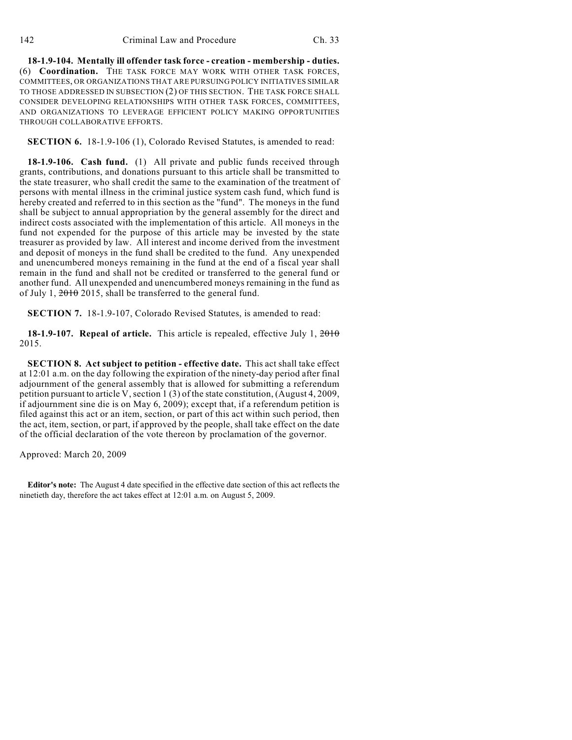**18-1.9-104. Mentally ill offender task force - creation - membership - duties.** (6) **Coordination.** THE TASK FORCE MAY WORK WITH OTHER TASK FORCES, COMMITTEES, OR ORGANIZATIONS THAT ARE PURSUING POLICY INITIATIVES SIMILAR TO THOSE ADDRESSED IN SUBSECTION (2) OF THIS SECTION. THE TASK FORCE SHALL CONSIDER DEVELOPING RELATIONSHIPS WITH OTHER TASK FORCES, COMMITTEES, AND ORGANIZATIONS TO LEVERAGE EFFICIENT POLICY MAKING OPPORTUNITIES THROUGH COLLABORATIVE EFFORTS.

**SECTION 6.** 18-1.9-106 (1), Colorado Revised Statutes, is amended to read:

**18-1.9-106. Cash fund.** (1) All private and public funds received through grants, contributions, and donations pursuant to this article shall be transmitted to the state treasurer, who shall credit the same to the examination of the treatment of persons with mental illness in the criminal justice system cash fund, which fund is hereby created and referred to in this section as the "fund". The moneys in the fund shall be subject to annual appropriation by the general assembly for the direct and indirect costs associated with the implementation of this article. All moneys in the fund not expended for the purpose of this article may be invested by the state treasurer as provided by law. All interest and income derived from the investment and deposit of moneys in the fund shall be credited to the fund. Any unexpended and unencumbered moneys remaining in the fund at the end of a fiscal year shall remain in the fund and shall not be credited or transferred to the general fund or another fund. All unexpended and unencumbered moneys remaining in the fund as of July 1, ~~2010~~ 2015, shall be transferred to the general fund.

**SECTION 7.** 18-1.9-107, Colorado Revised Statutes, is amended to read:

**18-1.9-107. Repeal of article.** This article is repealed, effective July 1, ~~2010~~ 2015.

**SECTION 8. Act subject to petition - effective date.** This act shall take effect at 12:01 a.m. on the day following the expiration of the ninety-day period after final adjournment of the general assembly that is allowed for submitting a referendum petition pursuant to article V, section 1 (3) of the state constitution, (August 4, 2009, if adjournment sine die is on May 6, 2009); except that, if a referendum petition is filed against this act or an item, section, or part of this act within such period, then the act, item, section, or part, if approved by the people, shall take effect on the date of the official declaration of the vote thereon by proclamation of the governor.

Approved: March 20, 2009

**Editor's note:** The August 4 date specified in the effective date section of this act reflects the ninetieth day, therefore the act takes effect at 12:01 a.m. on August 5, 2009.